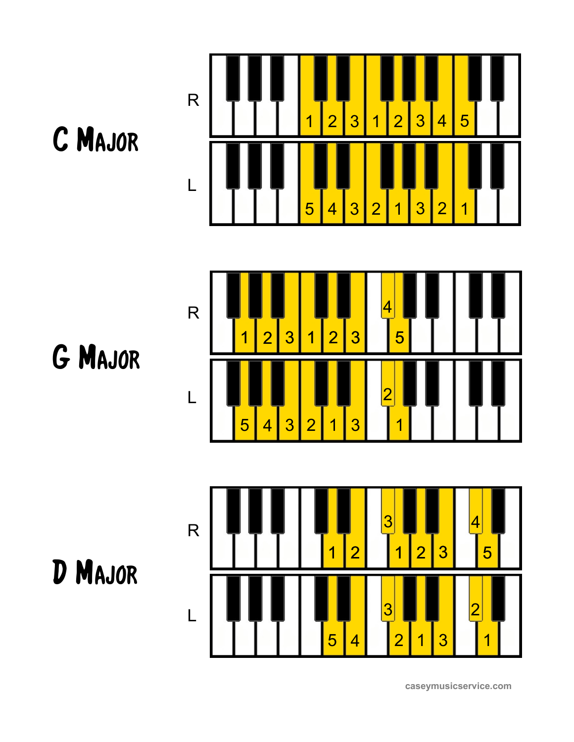## C Major

R: 1 2 3 1 2 3 4 5

L: 5 4 3 2 1 3 2 1

## G Major

R: 1 2 3 1 2 3 4 5

L: 5 4 3 2 1 3 2 1

## D Major

R: 1 2 3 1 2 3 4 5

L: 5 4 3 2 1 3 2 1

caseymusicservice.com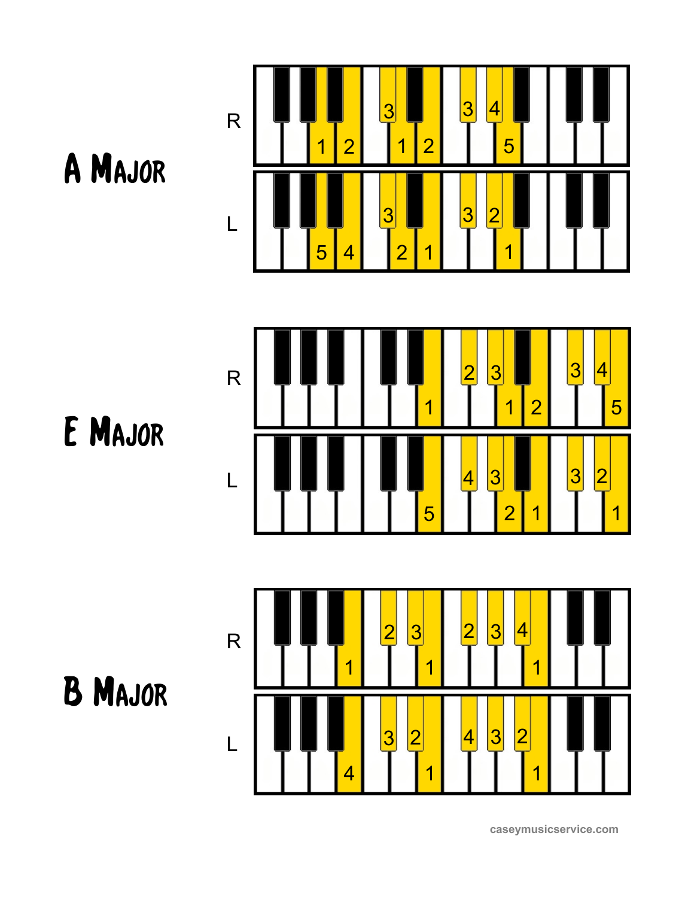## A Major

R: 1 2 3 1 2 3 4 5

L: 5 4 3 2 1 3 2 1

## E Major

R: 1 2 3 1 2 3 4 5

L: 5 4 3 2 1 3 2 1

## B Major

R: 1 2 3 1 2 3 4 1

L: 4 3 2 1 4 3 2 1

caseymusicservice.com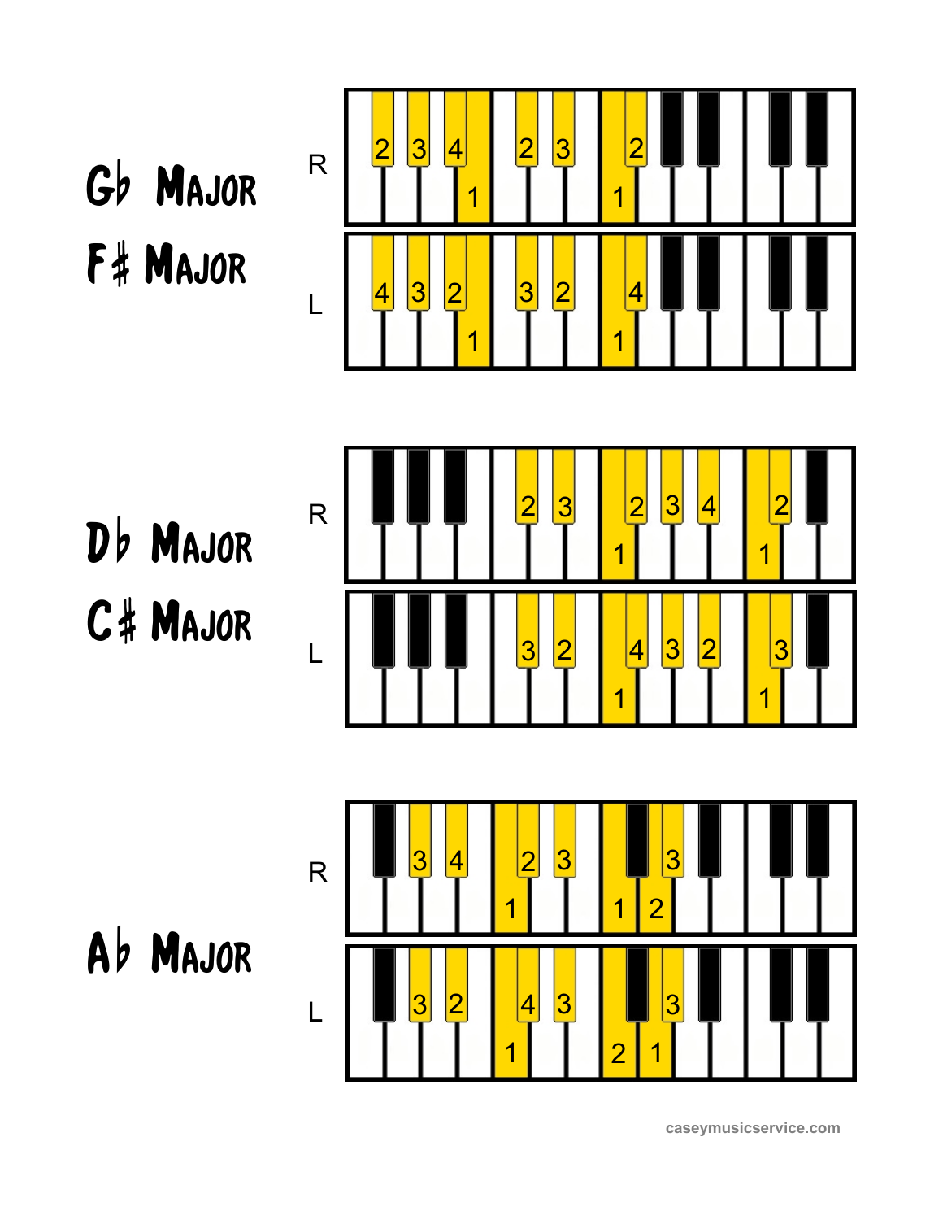## G♭ MAJOR
## F♯ MAJOR

R: 2 3 4 1 2 3 1 2

L: 4 3 2 1 3 2 1 4

## D♭ MAJOR
## C♯ MAJOR

R: 2 3 1 2 3 4 1 2

L: 3 2 1 4 3 2 1 3

## A♭ MAJOR

R: 3 4 1 2 3 1 2 3

L: 3 2 1 4 3 2 1 3

caseymusicservice.com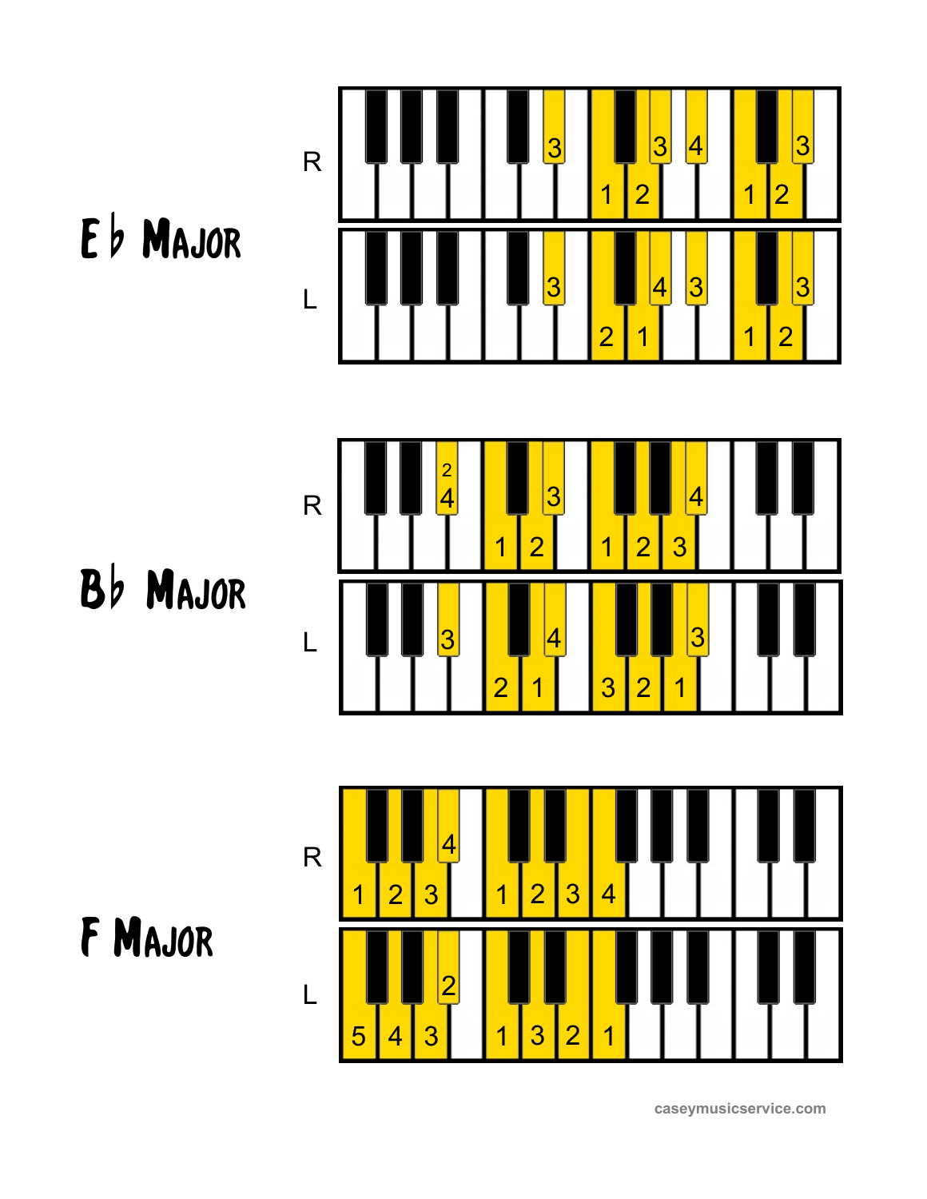# E♭ Major

R

L

# B♭ Major

R

L

# F Major

R

L

caseymusicservice.com